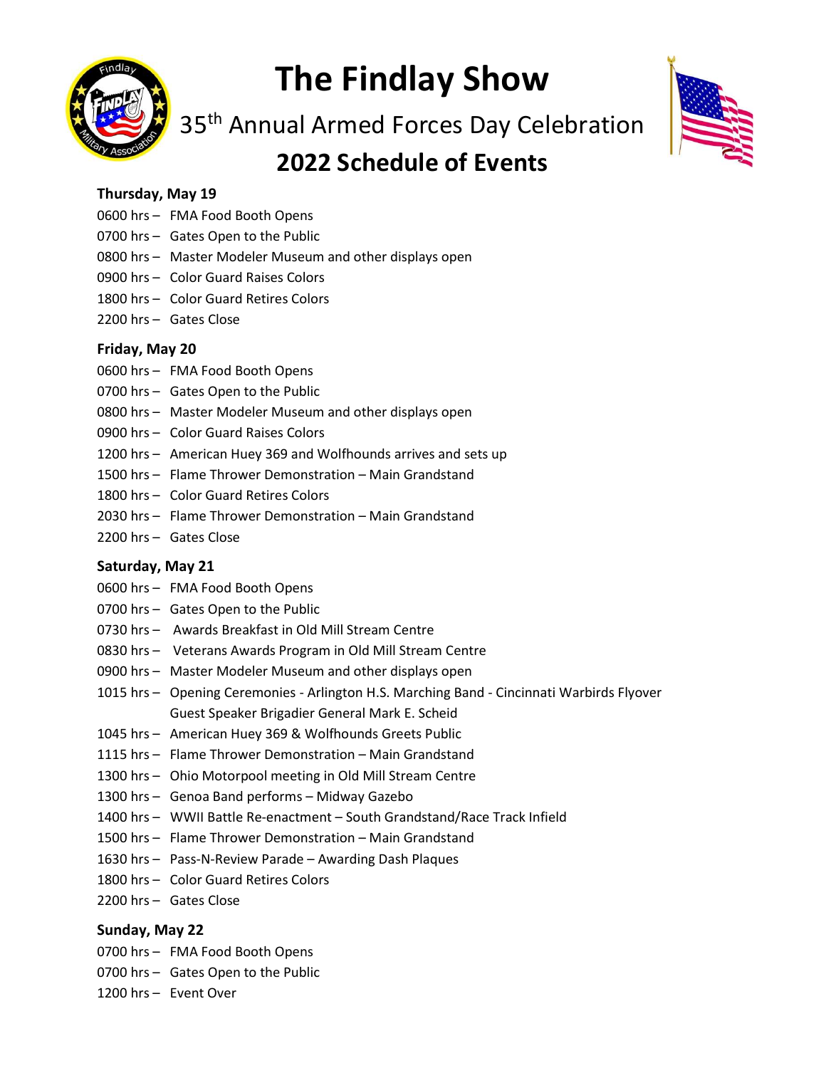# The Findlay Show

## 35th Annual Armed Forces Day Celebration

## 2022 Schedule of Events

**Thursday, May 19**

0600 hrs – FMA Food Booth Opens
0700 hrs – Gates Open to the Public
0800 hrs – Master Modeler Museum and other displays open
0900 hrs – Color Guard Raises Colors
1800 hrs – Color Guard Retires Colors
2200 hrs – Gates Close

**Friday, May 20**

0600 hrs – FMA Food Booth Opens
0700 hrs – Gates Open to the Public
0800 hrs – Master Modeler Museum and other displays open
0900 hrs – Color Guard Raises Colors
1200 hrs – American Huey 369 and Wolfhounds arrives and sets up
1500 hrs – Flame Thrower Demonstration – Main Grandstand
1800 hrs – Color Guard Retires Colors
2030 hrs – Flame Thrower Demonstration – Main Grandstand
2200 hrs – Gates Close

**Saturday, May 21**

0600 hrs – FMA Food Booth Opens
0700 hrs – Gates Open to the Public
0730 hrs – Awards Breakfast in Old Mill Stream Centre
0830 hrs – Veterans Awards Program in Old Mill Stream Centre
0900 hrs – Master Modeler Museum and other displays open
1015 hrs – Opening Ceremonies - Arlington H.S. Marching Band - Cincinnati Warbirds Flyover
Guest Speaker Brigadier General Mark E. Scheid
1045 hrs – American Huey 369 & Wolfhounds Greets Public
1115 hrs – Flame Thrower Demonstration – Main Grandstand
1300 hrs – Ohio Motorpool meeting in Old Mill Stream Centre
1300 hrs – Genoa Band performs – Midway Gazebo
1400 hrs – WWII Battle Re-enactment – South Grandstand/Race Track Infield
1500 hrs – Flame Thrower Demonstration – Main Grandstand
1630 hrs – Pass-N-Review Parade – Awarding Dash Plaques
1800 hrs – Color Guard Retires Colors
2200 hrs – Gates Close

**Sunday, May 22**

0700 hrs – FMA Food Booth Opens
0700 hrs – Gates Open to the Public
1200 hrs – Event Over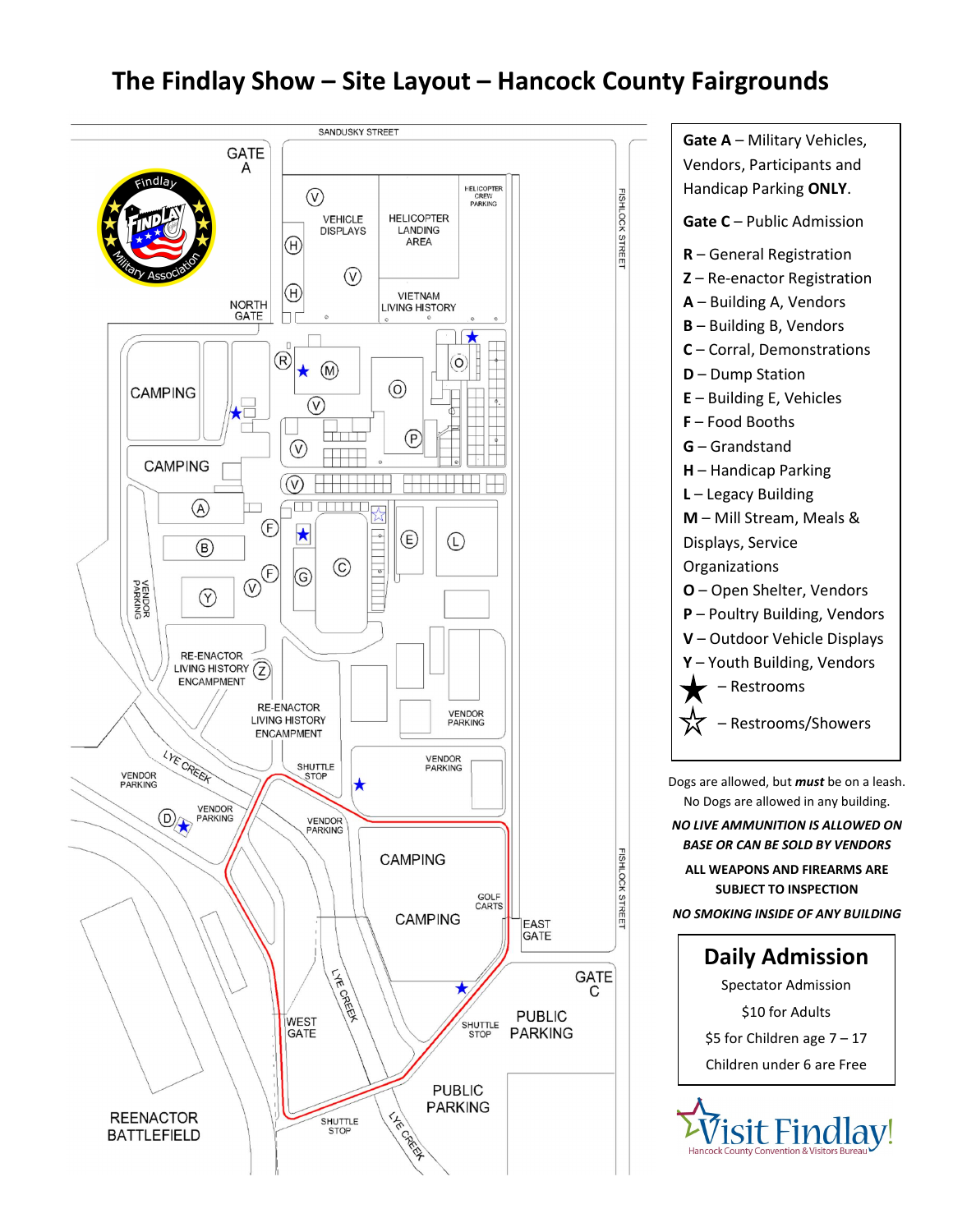# The Findlay Show – Site Layout – Hancock County Fairgrounds

SANDUSKY STREET

GATE A

NORTH GATE

VEHICLE DISPLAYS

HELICOPTER LANDING AREA

HELICOPTER CREW PARKING

VIETNAM LIVING HISTORY

FISHLOCK STREET

CAMPING

CAMPING

VENDOR PARKING

RE-ENACTOR LIVING HISTORY ENCAMPMENT

RE-ENACTOR LIVING HISTORY ENCAMPMENT

VENDOR PARKING

VENDOR PARKING

LYE CREEK

VENDOR PARKING

VENDOR PARKING

SHUTTLE STOP

VENDOR PARKING

CAMPING

CAMPING

GOLF CARTS

EAST GATE

GATE C

WEST GATE

SHUTTLE STOP

PUBLIC PARKING

PUBLIC PARKING

SHUTTLE STOP

REENACTOR BATTLEFIELD

**Gate A** – Military Vehicles, Vendors, Participants and Handicap Parking **ONLY**.

**Gate C** – Public Admission

**R** – General Registration
**Z** – Re-enactor Registration
**A** – Building A, Vendors
**B** – Building B, Vendors
**C** – Corral, Demonstrations
**D** – Dump Station
**E** – Building E, Vehicles
**F** – Food Booths
**G** – Grandstand
**H** – Handicap Parking
**L** – Legacy Building
**M** – Mill Stream, Meals & Displays, Service Organizations
**O** – Open Shelter, Vendors
**P** – Poultry Building, Vendors
**V** – Outdoor Vehicle Displays
**Y** – Youth Building, Vendors
★ – Restrooms
☆ – Restrooms/Showers

Dogs are allowed, but ***must*** be on a leash. No Dogs are allowed in any building.

***NO LIVE AMMUNITION IS ALLOWED ON BASE OR CAN BE SOLD BY VENDORS***

**ALL WEAPONS AND FIREARMS ARE SUBJECT TO INSPECTION**

***NO SMOKING INSIDE OF ANY BUILDING***

## Daily Admission

Spectator Admission

$10 for Adults

$5 for Children age 7 – 17

Children under 6 are Free

Visit Findlay!
Hancock County Convention & Visitors Bureau